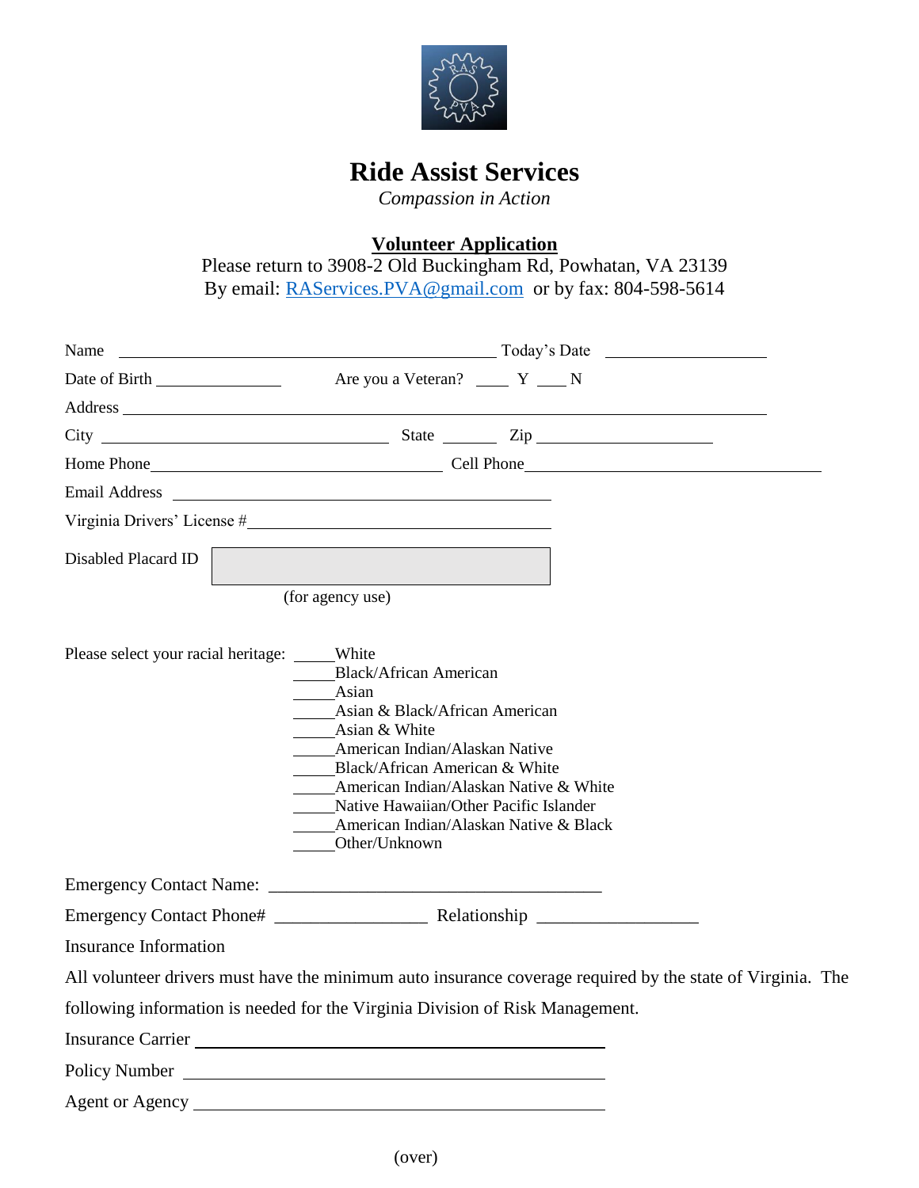# Ride Assist Services

*Compassion in Action*

## Volunteer Application

Please return to 3908-2 Old Buckingham Rd, Powhatan, VA 23139
By email: RAServices.PVA@gmail.com or by fax: 804-598-5614

Name _______________________________________ Today's Date ________________

Date of Birth ______________ Are you a Veteran? ____ Y ____ N

Address ______________________________________________________________

City ______________________________ State ______ Zip __________________

Home Phone______________________________ Cell Phone______________________________

Email Address ________________________________________

Virginia Drivers' License #________________________________

Disabled Placard ID ____________________ (for agency use)

Please select your racial heritage:
- _____White
- _____Black/African American
- _____Asian
- _____Asian & Black/African American
- _____Asian & White
- _____American Indian/Alaskan Native
- _____Black/African American & White
- _____American Indian/Alaskan Native & White
- _____Native Hawaiian/Other Pacific Islander
- _____American Indian/Alaskan Native & Black
- _____Other/Unknown

Emergency Contact Name: ___________________________________

Emergency Contact Phone# _________________ Relationship __________________

Insurance Information

All volunteer drivers must have the minimum auto insurance coverage required by the state of Virginia. The following information is needed for the Virginia Division of Risk Management.

Insurance Carrier ________________________________________

Policy Number ________________________________________

Agent or Agency ________________________________________

(over)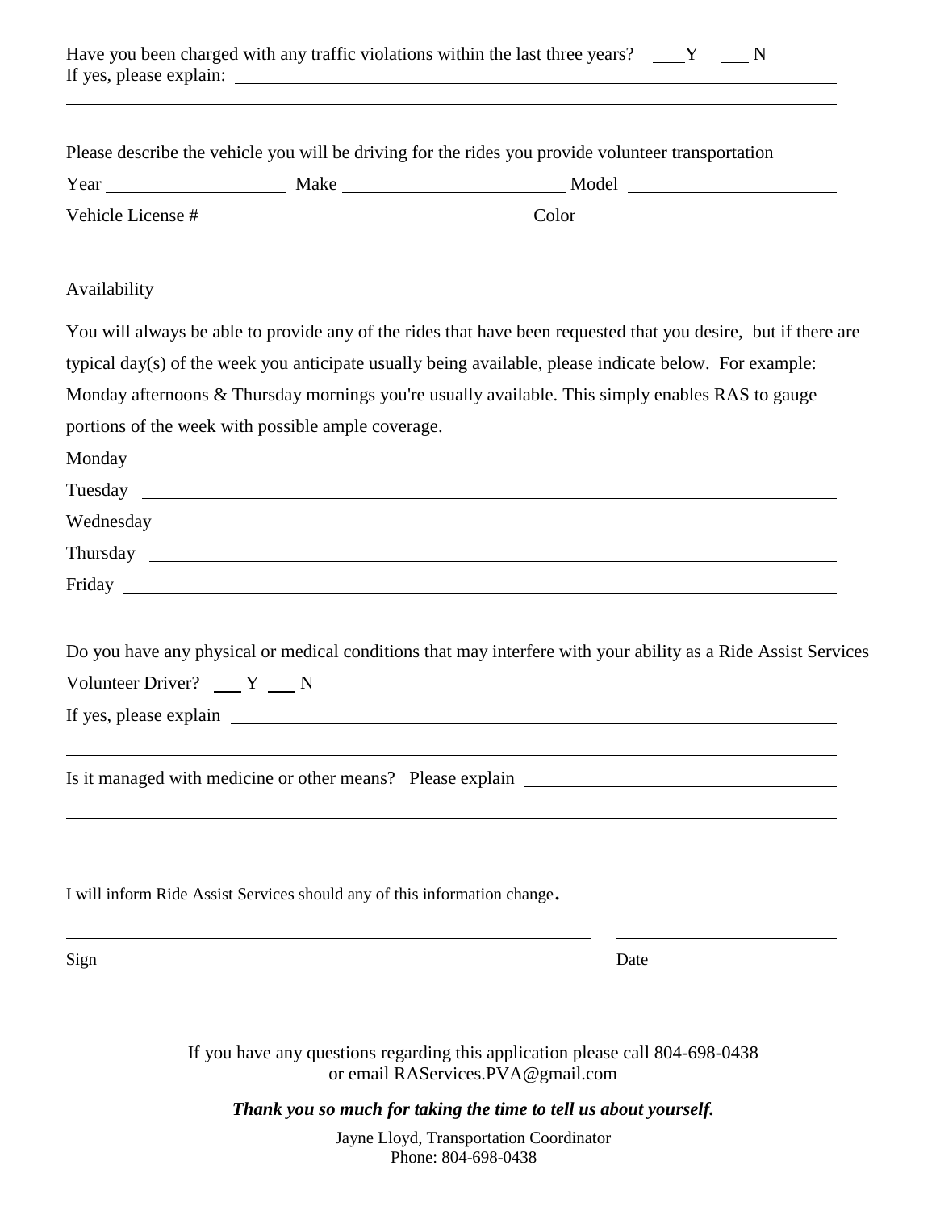Have you been charged with any traffic violations within the last three years? \_\_\_Y \_\_\_N

If yes, please explain: \_\_\_\_\_\_\_\_\_\_\_\_\_\_\_\_\_\_\_\_\_\_\_\_\_\_\_\_\_\_\_\_\_\_\_\_\_\_\_\_

\_\_\_\_\_\_\_\_\_\_\_\_\_\_\_\_\_\_\_\_\_\_\_\_\_\_\_\_\_\_\_\_\_\_\_\_\_\_\_\_\_\_\_\_\_\_\_\_\_\_\_\_\_\_\_\_\_\_\_\_

Please describe the vehicle you will be driving for the rides you provide volunteer transportation

Year \_\_\_\_\_\_\_\_\_\_\_\_\_\_\_\_ Make \_\_\_\_\_\_\_\_\_\_\_\_\_\_\_\_\_\_\_\_ Model \_\_\_\_\_\_\_\_\_\_\_\_\_\_\_\_\_\_\_\_

Vehicle License # \_\_\_\_\_\_\_\_\_\_\_\_\_\_\_\_\_\_\_\_\_\_\_\_\_\_\_\_ Color \_\_\_\_\_\_\_\_\_\_\_\_\_\_\_\_\_\_\_\_\_\_\_

Availability

You will always be able to provide any of the rides that have been requested that you desire, but if there are typical day(s) of the week you anticipate usually being available, please indicate below. For example: Monday afternoons & Thursday mornings you're usually available. This simply enables RAS to gauge portions of the week with possible ample coverage.

Monday \_\_\_\_\_\_\_\_\_\_\_\_\_\_\_\_\_\_\_\_\_\_\_\_\_\_\_\_\_\_\_\_\_\_\_\_\_\_\_\_\_\_\_\_\_\_\_\_\_\_\_\_\_\_\_\_\_\_

Tuesday \_\_\_\_\_\_\_\_\_\_\_\_\_\_\_\_\_\_\_\_\_\_\_\_\_\_\_\_\_\_\_\_\_\_\_\_\_\_\_\_\_\_\_\_\_\_\_\_\_\_\_\_\_\_\_\_\_\_

Wednesday \_\_\_\_\_\_\_\_\_\_\_\_\_\_\_\_\_\_\_\_\_\_\_\_\_\_\_\_\_\_\_\_\_\_\_\_\_\_\_\_\_\_\_\_\_\_\_\_\_\_\_\_\_\_\_\_

Thursday \_\_\_\_\_\_\_\_\_\_\_\_\_\_\_\_\_\_\_\_\_\_\_\_\_\_\_\_\_\_\_\_\_\_\_\_\_\_\_\_\_\_\_\_\_\_\_\_\_\_\_\_\_\_\_\_\_

Friday \_\_\_\_\_\_\_\_\_\_\_\_\_\_\_\_\_\_\_\_\_\_\_\_\_\_\_\_\_\_\_\_\_\_\_\_\_\_\_\_\_\_\_\_\_\_\_\_\_\_\_\_\_\_\_\_\_\_\_

Do you have any physical or medical conditions that may interfere with your ability as a Ride Assist Services Volunteer Driver? \_\_\_Y \_\_\_N

If yes, please explain \_\_\_\_\_\_\_\_\_\_\_\_\_\_\_\_\_\_\_\_\_\_\_\_\_\_\_\_\_\_\_\_\_\_\_\_\_\_\_\_\_\_\_\_\_\_

\_\_\_\_\_\_\_\_\_\_\_\_\_\_\_\_\_\_\_\_\_\_\_\_\_\_\_\_\_\_\_\_\_\_\_\_\_\_\_\_\_\_\_\_\_\_\_\_\_\_\_\_\_\_\_\_\_\_\_\_

Is it managed with medicine or other means? Please explain \_\_\_\_\_\_\_\_\_\_\_\_\_\_\_\_\_\_\_\_\_\_\_\_\_\_

\_\_\_\_\_\_\_\_\_\_\_\_\_\_\_\_\_\_\_\_\_\_\_\_\_\_\_\_\_\_\_\_\_\_\_\_\_\_\_\_\_\_\_\_\_\_\_\_\_\_\_\_\_\_\_\_\_\_\_\_

I will inform Ride Assist Services should any of this information change.

\_\_\_\_\_\_\_\_\_\_\_\_\_\_\_\_\_\_\_\_\_\_\_\_\_\_\_\_\_\_\_\_\_\_\_\_\_\_\_\_ \_\_\_\_\_\_\_\_\_\_\_\_\_\_\_\_\_\_\_\_

Sign Date

If you have any questions regarding this application please call 804-698-0438 or email RAServices.PVA@gmail.com

***Thank you so much for taking the time to tell us about yourself.***

Jayne Lloyd, Transportation Coordinator
Phone: 804-698-0438